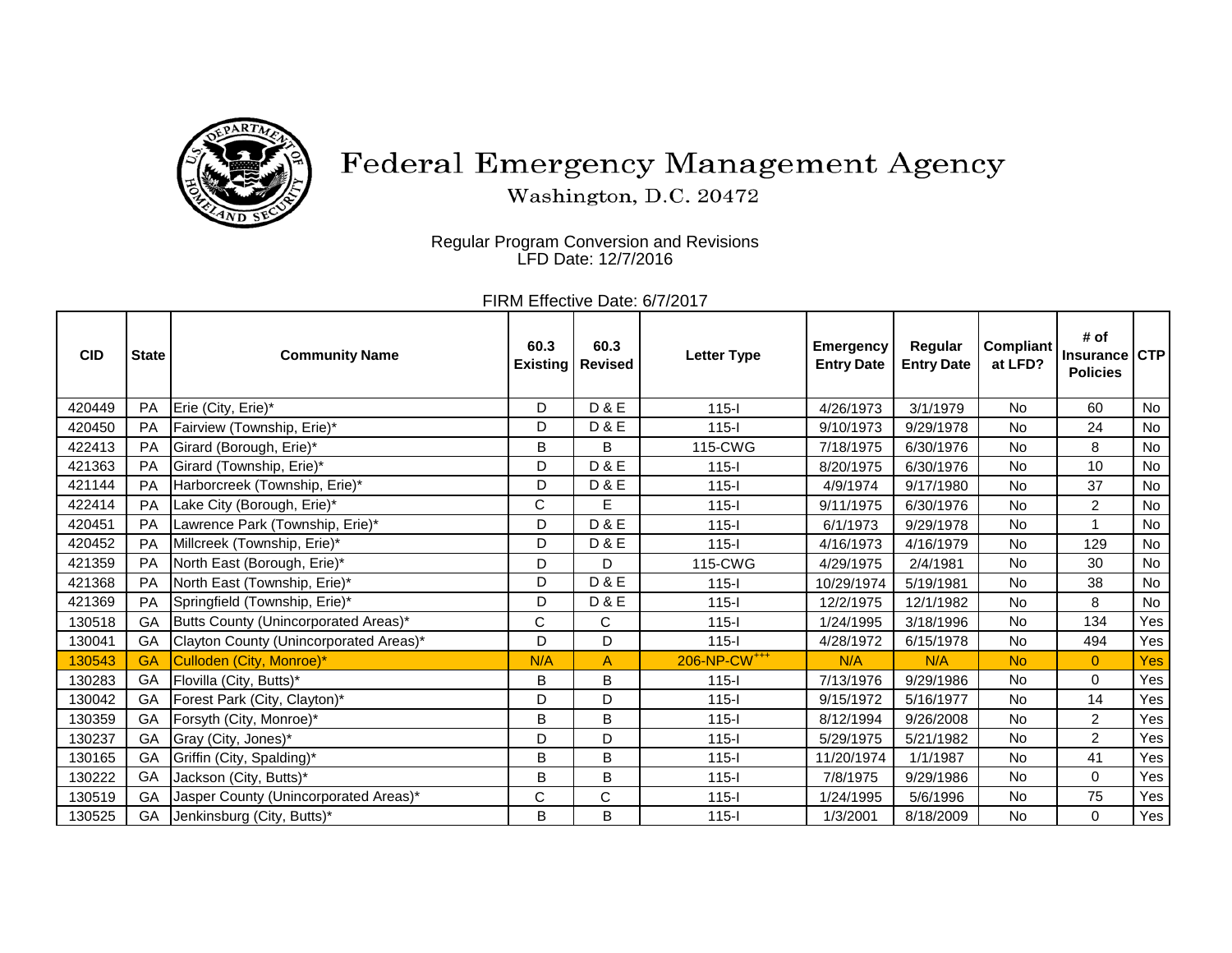# Federal Emergency Management Agency

Washington, D.C. 20472

Regular Program Conversion and Revisions
LFD Date: 12/7/2016

FIRM Effective Date: 6/7/2017

| CID | State | Community Name | 60.3 Existing | 60.3 Revised | Letter Type | Emergency Entry Date | Regular Entry Date | Compliant at LFD? | # of Insurance Policies | CTP |
|---|---|---|---|---|---|---|---|---|---|---|
| 420449 | PA | Erie (City, Erie)* | D | D & E | 115-I | 4/26/1973 | 3/1/1979 | No | 60 | No |
| 420450 | PA | Fairview (Township, Erie)* | D | D & E | 115-I | 9/10/1973 | 9/29/1978 | No | 24 | No |
| 422413 | PA | Girard (Borough, Erie)* | B | B | 115-CWG | 7/18/1975 | 6/30/1976 | No | 8 | No |
| 421363 | PA | Girard (Township, Erie)* | D | D & E | 115-I | 8/20/1975 | 6/30/1976 | No | 10 | No |
| 421144 | PA | Harborcreek (Township, Erie)* | D | D & E | 115-I | 4/9/1974 | 9/17/1980 | No | 37 | No |
| 422414 | PA | Lake City (Borough, Erie)* | C | E | 115-I | 9/11/1975 | 6/30/1976 | No | 2 | No |
| 420451 | PA | Lawrence Park (Township, Erie)* | D | D & E | 115-I | 6/1/1973 | 9/29/1978 | No | 1 | No |
| 420452 | PA | Millcreek (Township, Erie)* | D | D & E | 115-I | 4/16/1973 | 4/16/1979 | No | 129 | No |
| 421359 | PA | North East (Borough, Erie)* | D | D | 115-CWG | 4/29/1975 | 2/4/1981 | No | 30 | No |
| 421368 | PA | North East (Township, Erie)* | D | D & E | 115-I | 10/29/1974 | 5/19/1981 | No | 38 | No |
| 421369 | PA | Springfield (Township, Erie)* | D | D & E | 115-I | 12/2/1975 | 12/1/1982 | No | 8 | No |
| 130518 | GA | Butts County (Unincorporated Areas)* | C | C | 115-I | 1/24/1995 | 3/18/1996 | No | 134 | Yes |
| 130041 | GA | Clayton County (Unincorporated Areas)* | D | D | 115-I | 4/28/1972 | 6/15/1978 | No | 494 | Yes |
| 130543 | GA | Culloden (City, Monroe)* | N/A | A | 206-NP-CW+++ | N/A | N/A | No | 0 | Yes |
| 130283 | GA | Flovilla (City, Butts)* | B | B | 115-I | 7/13/1976 | 9/29/1986 | No | 0 | Yes |
| 130042 | GA | Forest Park (City, Clayton)* | D | D | 115-I | 9/15/1972 | 5/16/1977 | No | 14 | Yes |
| 130359 | GA | Forsyth (City, Monroe)* | B | B | 115-I | 8/12/1994 | 9/26/2008 | No | 2 | Yes |
| 130237 | GA | Gray (City, Jones)* | D | D | 115-I | 5/29/1975 | 5/21/1982 | No | 2 | Yes |
| 130165 | GA | Griffin (City, Spalding)* | B | B | 115-I | 11/20/1974 | 1/1/1987 | No | 41 | Yes |
| 130222 | GA | Jackson (City, Butts)* | B | B | 115-I | 7/8/1975 | 9/29/1986 | No | 0 | Yes |
| 130519 | GA | Jasper County (Unincorporated Areas)* | C | C | 115-I | 1/24/1995 | 5/6/1996 | No | 75 | Yes |
| 130525 | GA | Jenkinsburg (City, Butts)* | B | B | 115-I | 1/3/2001 | 8/18/2009 | No | 0 | Yes |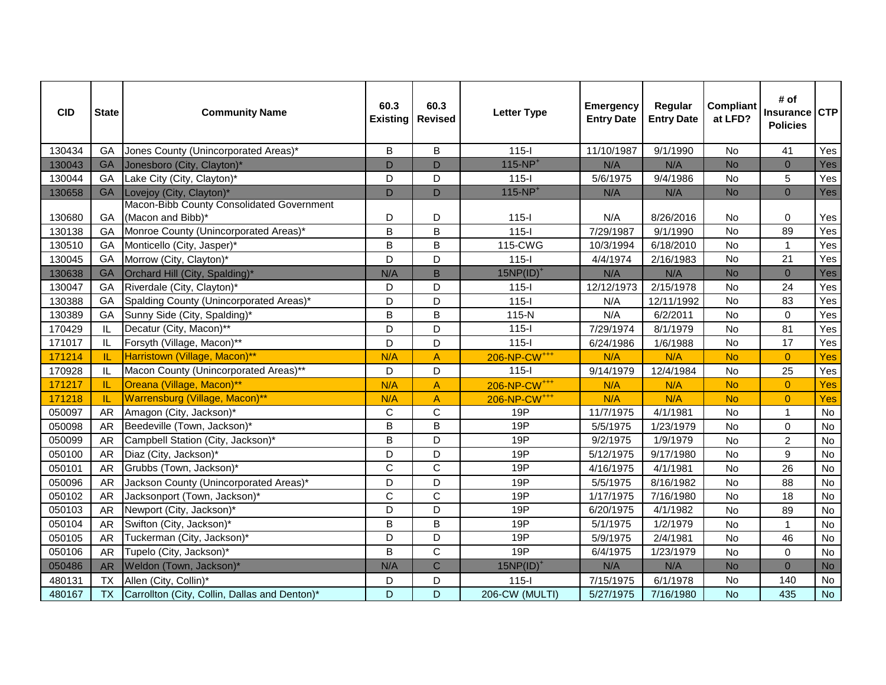| CID | State | Community Name | 60.3 Existing | 60.3 Revised | Letter Type | Emergency Entry Date | Regular Entry Date | Compliant at LFD? | # of Insurance Policies | CTP |
|---|---|---|---|---|---|---|---|---|---|---|
| 130434 | GA | Jones County (Unincorporated Areas)* | B | B | 115-I | 11/10/1987 | 9/1/1990 | No | 41 | Yes |
| 130043 | GA | Jonesboro (City, Clayton)* | D | D | 115-NP+ | N/A | N/A | No | 0 | Yes |
| 130044 | GA | Lake City (City, Clayton)* | D | D | 115-I | 5/6/1975 | 9/4/1986 | No | 5 | Yes |
| 130658 | GA | Lovejoy (City, Clayton)* | D | D | 115-NP+ | N/A | N/A | No | 0 | Yes |
| 130680 | GA | Macon-Bibb County Consolidated Government (Macon and Bibb)* | D | D | 115-I | N/A | 8/26/2016 | No | 0 | Yes |
| 130138 | GA | Monroe County (Unincorporated Areas)* | B | B | 115-I | 7/29/1987 | 9/1/1990 | No | 89 | Yes |
| 130510 | GA | Monticello (City, Jasper)* | B | B | 115-CWG | 10/3/1994 | 6/18/2010 | No | 1 | Yes |
| 130045 | GA | Morrow (City, Clayton)* | D | D | 115-I | 4/4/1974 | 2/16/1983 | No | 21 | Yes |
| 130638 | GA | Orchard Hill (City, Spalding)* | N/A | B | 15NP(ID)+ | N/A | N/A | No | 0 | Yes |
| 130047 | GA | Riverdale (City, Clayton)* | D | D | 115-I | 12/12/1973 | 2/15/1978 | No | 24 | Yes |
| 130388 | GA | Spalding County (Unincorporated Areas)* | D | D | 115-I | N/A | 12/11/1992 | No | 83 | Yes |
| 130389 | GA | Sunny Side (City, Spalding)* | B | B | 115-N | N/A | 6/2/2011 | No | 0 | Yes |
| 170429 | IL | Decatur (City, Macon)** | D | D | 115-I | 7/29/1974 | 8/1/1979 | No | 81 | Yes |
| 171017 | IL | Forsyth (Village, Macon)** | D | D | 115-I | 6/24/1986 | 1/6/1988 | No | 17 | Yes |
| 171214 | IL | Harristown (Village, Macon)** | N/A | A | 206-NP-CW+++ | N/A | N/A | No | 0 | Yes |
| 170928 | IL | Macon County (Unincorporated Areas)** | D | D | 115-I | 9/14/1979 | 12/4/1984 | No | 25 | Yes |
| 171217 | IL | Oreana (Village, Macon)** | N/A | A | 206-NP-CW+++ | N/A | N/A | No | 0 | Yes |
| 171218 | IL | Warrensburg (Village, Macon)** | N/A | A | 206-NP-CW+++ | N/A | N/A | No | 0 | Yes |
| 050097 | AR | Amagon (City, Jackson)* | C | C | 19P | 11/7/1975 | 4/1/1981 | No | 1 | No |
| 050098 | AR | Beedeville (Town, Jackson)* | B | B | 19P | 5/5/1975 | 1/23/1979 | No | 0 | No |
| 050099 | AR | Campbell Station (City, Jackson)* | B | D | 19P | 9/2/1975 | 1/9/1979 | No | 2 | No |
| 050100 | AR | Diaz (City, Jackson)* | D | D | 19P | 5/12/1975 | 9/17/1980 | No | 9 | No |
| 050101 | AR | Grubbs (Town, Jackson)* | C | C | 19P | 4/16/1975 | 4/1/1981 | No | 26 | No |
| 050096 | AR | Jackson County (Unincorporated Areas)* | D | D | 19P | 5/5/1975 | 8/16/1982 | No | 88 | No |
| 050102 | AR | Jacksonport (Town, Jackson)* | C | C | 19P | 1/17/1975 | 7/16/1980 | No | 18 | No |
| 050103 | AR | Newport (City, Jackson)* | D | D | 19P | 6/20/1975 | 4/1/1982 | No | 89 | No |
| 050104 | AR | Swifton (City, Jackson)* | B | B | 19P | 5/1/1975 | 1/2/1979 | No | 1 | No |
| 050105 | AR | Tuckerman (City, Jackson)* | D | D | 19P | 5/9/1975 | 2/4/1981 | No | 46 | No |
| 050106 | AR | Tupelo (City, Jackson)* | B | C | 19P | 6/4/1975 | 1/23/1979 | No | 0 | No |
| 050486 | AR | Weldon (Town, Jackson)* | N/A | C | 15NP(ID)+ | N/A | N/A | No | 0 | No |
| 480131 | TX | Allen (City, Collin)* | D | D | 115-I | 7/15/1975 | 6/1/1978 | No | 140 | No |
| 480167 | TX | Carrollton (City, Collin, Dallas and Denton)* | D | D | 206-CW (MULTI) | 5/27/1975 | 7/16/1980 | No | 435 | No |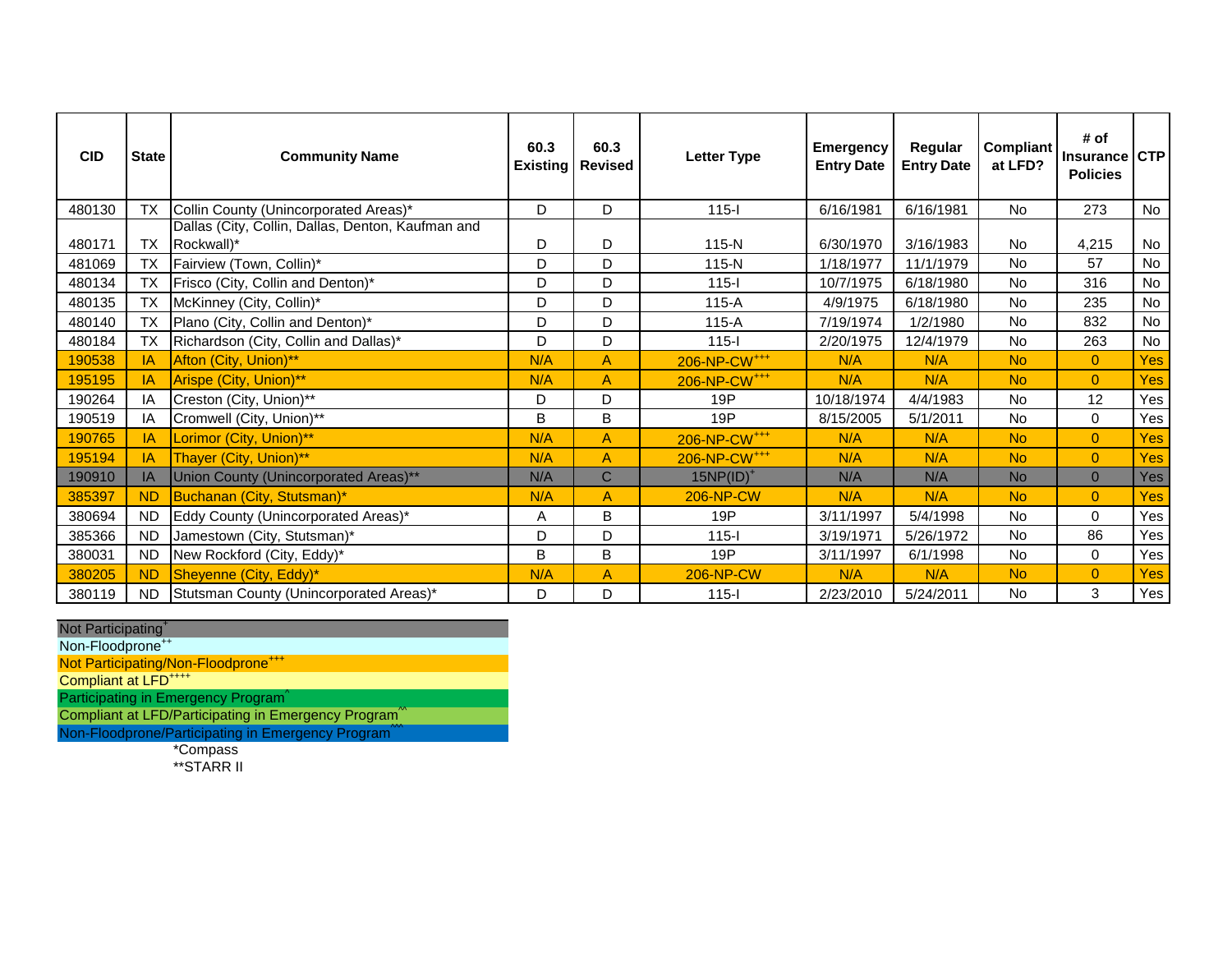| CID | State | Community Name | 60.3 Existing | 60.3 Revised | Letter Type | Emergency Entry Date | Regular Entry Date | Compliant at LFD? | # of Insurance Policies | CTP |
|---|---|---|---|---|---|---|---|---|---|---|
| 480130 | TX | Collin County (Unincorporated Areas)* | D | D | 115-I | 6/16/1981 | 6/16/1981 | No | 273 | No |
| 480171 | TX | Dallas (City, Collin, Dallas, Denton, Kaufman and Rockwall)* | D | D | 115-N | 6/30/1970 | 3/16/1983 | No | 4,215 | No |
| 481069 | TX | Fairview (Town, Collin)* | D | D | 115-N | 1/18/1977 | 11/1/1979 | No | 57 | No |
| 480134 | TX | Frisco (City, Collin and Denton)* | D | D | 115-I | 10/7/1975 | 6/18/1980 | No | 316 | No |
| 480135 | TX | McKinney (City, Collin)* | D | D | 115-A | 4/9/1975 | 6/18/1980 | No | 235 | No |
| 480140 | TX | Plano (City, Collin and Denton)* | D | D | 115-A | 7/19/1974 | 1/2/1980 | No | 832 | No |
| 480184 | TX | Richardson (City, Collin and Dallas)* | D | D | 115-I | 2/20/1975 | 12/4/1979 | No | 263 | No |
| 190538 | IA | Afton (City, Union)** | N/A | A | 206-NP-CW+++ | N/A | N/A | No | 0 | Yes |
| 195195 | IA | Arispe (City, Union)** | N/A | A | 206-NP-CW+++ | N/A | N/A | No | 0 | Yes |
| 190264 | IA | Creston (City, Union)** | D | D | 19P | 10/18/1974 | 4/4/1983 | No | 12 | Yes |
| 190519 | IA | Cromwell (City, Union)** | B | B | 19P | 8/15/2005 | 5/1/2011 | No | 0 | Yes |
| 190765 | IA | Lorimor (City, Union)** | N/A | A | 206-NP-CW+++ | N/A | N/A | No | 0 | Yes |
| 195194 | IA | Thayer (City, Union)** | N/A | A | 206-NP-CW+++ | N/A | N/A | No | 0 | Yes |
| 190910 | IA | Union County (Unincorporated Areas)** | N/A | C | 15NP(ID)+ | N/A | N/A | No | 0 | Yes |
| 385397 | ND | Buchanan (City, Stutsman)* | N/A | A | 206-NP-CW | N/A | N/A | No | 0 | Yes |
| 380694 | ND | Eddy County (Unincorporated Areas)* | A | B | 19P | 3/11/1997 | 5/4/1998 | No | 0 | Yes |
| 385366 | ND | Jamestown (City, Stutsman)* | D | D | 115-I | 3/19/1971 | 5/26/1972 | No | 86 | Yes |
| 380031 | ND | New Rockford (City, Eddy)* | B | B | 19P | 3/11/1997 | 6/1/1998 | No | 0 | Yes |
| 380205 | ND | Sheyenne (City, Eddy)* | N/A | A | 206-NP-CW | N/A | N/A | No | 0 | Yes |
| 380119 | ND | Stutsman County (Unincorporated Areas)* | D | D | 115-I | 2/23/2010 | 5/24/2011 | No | 3 | Yes |

Not Participating+
Non-Floodprone++
Not Participating/Non-Floodprone+++
Compliant at LFD++++
Participating in Emergency Program^
Compliant at LFD/Participating in Emergency Program^^
Non-Floodprone/Participating in Emergency Program^^^

*Compass
**STARR II